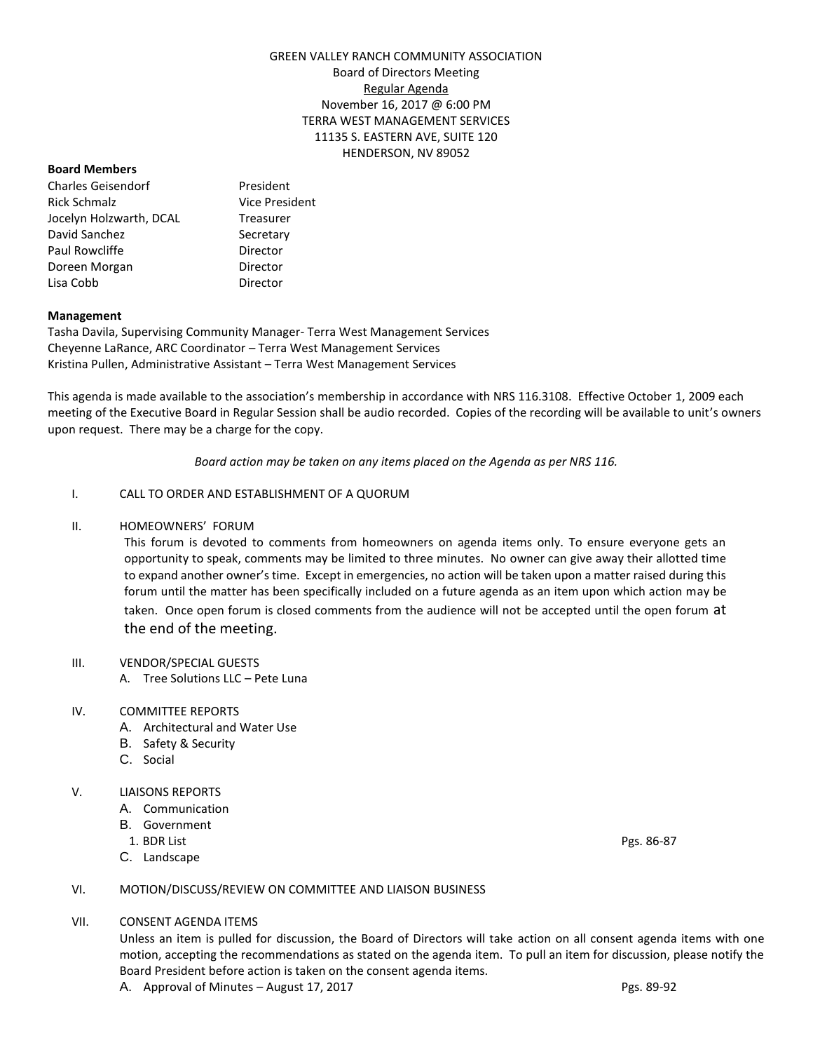# GREEN VALLEY RANCH COMMUNITY ASSOCIATION

Board of Directors Meeting

Regular Agenda

November 16, 2017 @ 6:00 PM

TERRA WEST MANAGEMENT SERVICES

11135 S. EASTERN AVE, SUITE 120

HENDERSON, NV 89052

**Board Members**

| | |
|---|---|
| Charles Geisendorf | President |
| Rick Schmalz | Vice President |
| Jocelyn Holzwarth, DCAL | Treasurer |
| David Sanchez | Secretary |
| Paul Rowcliffe | Director |
| Doreen Morgan | Director |
| Lisa Cobb | Director |

**Management**

Tasha Davila, Supervising Community Manager- Terra West Management Services
Cheyenne LaRance, ARC Coordinator – Terra West Management Services
Kristina Pullen, Administrative Assistant – Terra West Management Services

This agenda is made available to the association's membership in accordance with NRS 116.3108. Effective October 1, 2009 each meeting of the Executive Board in Regular Session shall be audio recorded. Copies of the recording will be available to unit's owners upon request. There may be a charge for the copy.

*Board action may be taken on any items placed on the Agenda as per NRS 116.*

I. CALL TO ORDER AND ESTABLISHMENT OF A QUORUM

II. HOMEOWNERS' FORUM

This forum is devoted to comments from homeowners on agenda items only. To ensure everyone gets an opportunity to speak, comments may be limited to three minutes. No owner can give away their allotted time to expand another owner's time. Except in emergencies, no action will be taken upon a matter raised during this forum until the matter has been specifically included on a future agenda as an item upon which action may be taken. Once open forum is closed comments from the audience will not be accepted until the open forum at the end of the meeting.

III. VENDOR/SPECIAL GUESTS
   A. Tree Solutions LLC – Pete Luna

IV. COMMITTEE REPORTS
   A. Architectural and Water Use
   B. Safety & Security
   C. Social

V. LIAISONS REPORTS
   A. Communication
   B. Government
      1. BDR List — Pgs. 86-87
   C. Landscape

VI. MOTION/DISCUSS/REVIEW ON COMMITTEE AND LIAISON BUSINESS

VII. CONSENT AGENDA ITEMS

Unless an item is pulled for discussion, the Board of Directors will take action on all consent agenda items with one motion, accepting the recommendations as stated on the agenda item. To pull an item for discussion, please notify the Board President before action is taken on the consent agenda items.

   A. Approval of Minutes – August 17, 2017 — Pgs. 89-92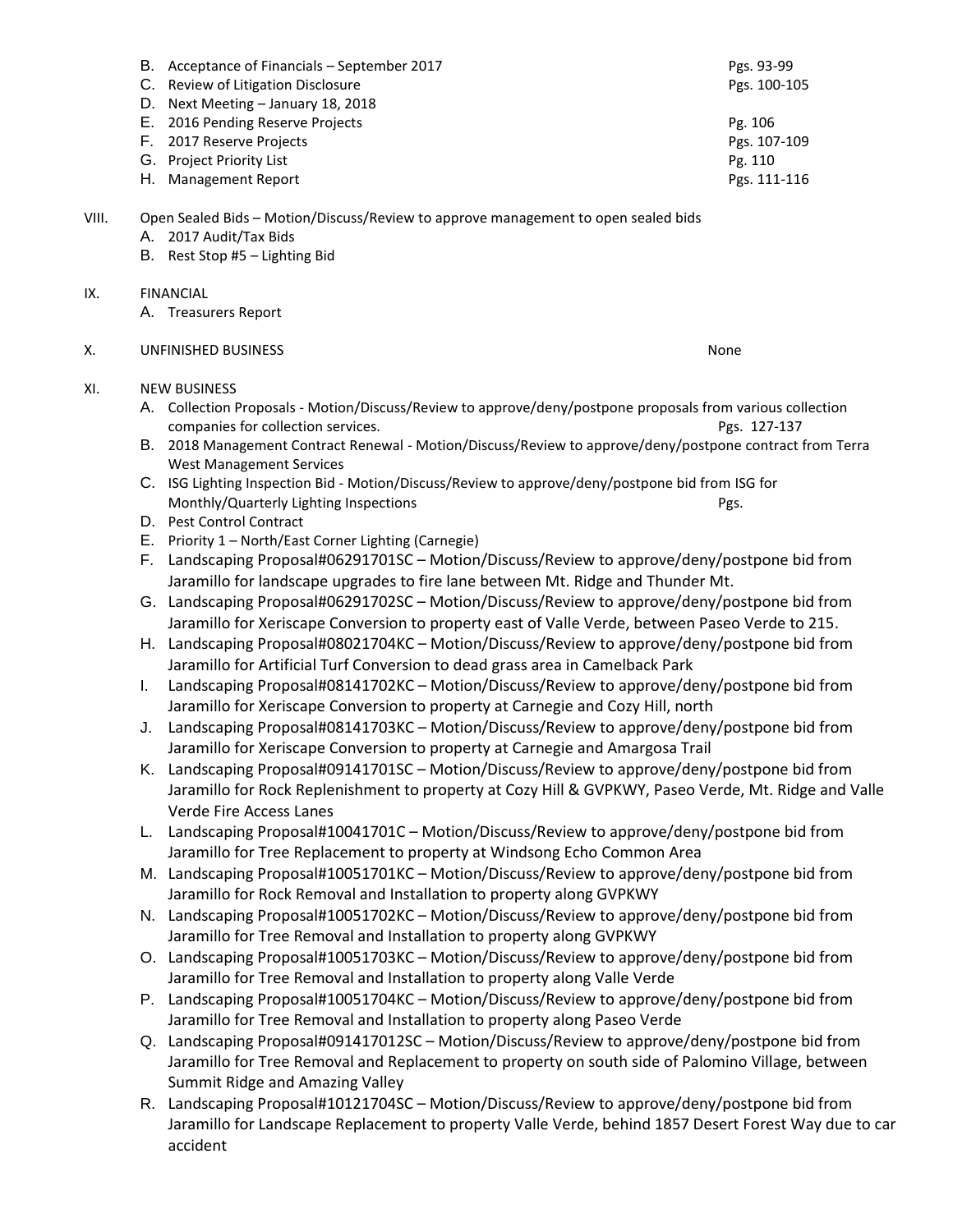B. Acceptance of Financials – September 2017 Pgs. 93-99
C. Review of Litigation Disclosure Pgs. 100-105
D. Next Meeting – January 18, 2018
E. 2016 Pending Reserve Projects Pg. 106
F. 2017 Reserve Projects Pgs. 107-109
G. Project Priority List Pg. 110
H. Management Report Pgs. 111-116

VIII. Open Sealed Bids – Motion/Discuss/Review to approve management to open sealed bids
A. 2017 Audit/Tax Bids
B. Rest Stop #5 – Lighting Bid

IX. FINANCIAL
A. Treasurers Report

X. UNFINISHED BUSINESS None

XI. NEW BUSINESS
A. Collection Proposals - Motion/Discuss/Review to approve/deny/postpone proposals from various collection companies for collection services. Pgs. 127-137
B. 2018 Management Contract Renewal - Motion/Discuss/Review to approve/deny/postpone contract from Terra West Management Services
C. ISG Lighting Inspection Bid - Motion/Discuss/Review to approve/deny/postpone bid from ISG for Monthly/Quarterly Lighting Inspections Pgs.
D. Pest Control Contract
E. Priority 1 – North/East Corner Lighting (Carnegie)
F. Landscaping Proposal#06291701SC – Motion/Discuss/Review to approve/deny/postpone bid from Jaramillo for landscape upgrades to fire lane between Mt. Ridge and Thunder Mt.
G. Landscaping Proposal#06291702SC – Motion/Discuss/Review to approve/deny/postpone bid from Jaramillo for Xeriscape Conversion to property east of Valle Verde, between Paseo Verde to 215.
H. Landscaping Proposal#08021704KC – Motion/Discuss/Review to approve/deny/postpone bid from Jaramillo for Artificial Turf Conversion to dead grass area in Camelback Park
I. Landscaping Proposal#08141702KC – Motion/Discuss/Review to approve/deny/postpone bid from Jaramillo for Xeriscape Conversion to property at Carnegie and Cozy Hill, north
J. Landscaping Proposal#08141703KC – Motion/Discuss/Review to approve/deny/postpone bid from Jaramillo for Xeriscape Conversion to property at Carnegie and Amargosa Trail
K. Landscaping Proposal#09141701SC – Motion/Discuss/Review to approve/deny/postpone bid from Jaramillo for Rock Replenishment to property at Cozy Hill & GVPKWY, Paseo Verde, Mt. Ridge and Valle Verde Fire Access Lanes
L. Landscaping Proposal#10041701C – Motion/Discuss/Review to approve/deny/postpone bid from Jaramillo for Tree Replacement to property at Windsong Echo Common Area
M. Landscaping Proposal#10051701KC – Motion/Discuss/Review to approve/deny/postpone bid from Jaramillo for Rock Removal and Installation to property along GVPKWY
N. Landscaping Proposal#10051702KC – Motion/Discuss/Review to approve/deny/postpone bid from Jaramillo for Tree Removal and Installation to property along GVPKWY
O. Landscaping Proposal#10051703KC – Motion/Discuss/Review to approve/deny/postpone bid from Jaramillo for Tree Removal and Installation to property along Valle Verde
P. Landscaping Proposal#10051704KC – Motion/Discuss/Review to approve/deny/postpone bid from Jaramillo for Tree Removal and Installation to property along Paseo Verde
Q. Landscaping Proposal#091417012SC – Motion/Discuss/Review to approve/deny/postpone bid from Jaramillo for Tree Removal and Replacement to property on south side of Palomino Village, between Summit Ridge and Amazing Valley
R. Landscaping Proposal#10121704SC – Motion/Discuss/Review to approve/deny/postpone bid from Jaramillo for Landscape Replacement to property Valle Verde, behind 1857 Desert Forest Way due to car accident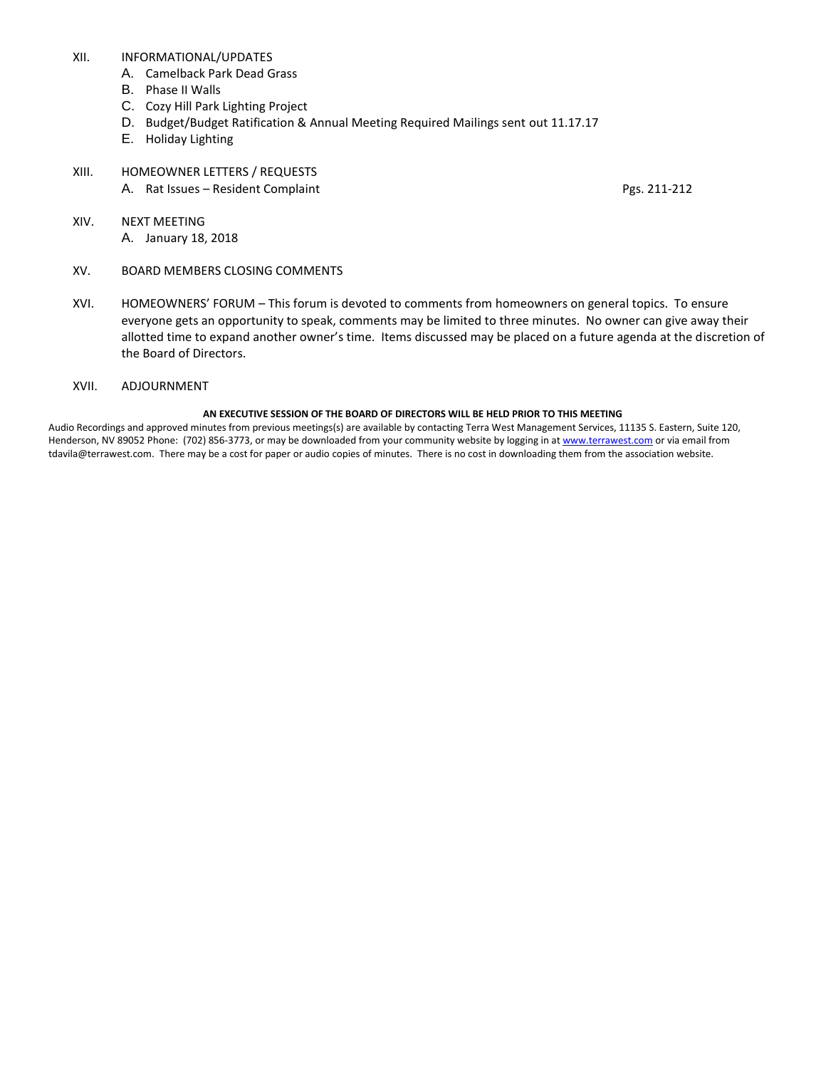XII. INFORMATIONAL/UPDATES
   A. Camelback Park Dead Grass
   B. Phase II Walls
   C. Cozy Hill Park Lighting Project
   D. Budget/Budget Ratification & Annual Meeting Required Mailings sent out 11.17.17
   E. Holiday Lighting

XIII. HOMEOWNER LETTERS / REQUESTS
   A. Rat Issues – Resident Complaint Pgs. 211-212

XIV. NEXT MEETING
   A. January 18, 2018

XV. BOARD MEMBERS CLOSING COMMENTS

XVI. HOMEOWNERS' FORUM – This forum is devoted to comments from homeowners on general topics. To ensure everyone gets an opportunity to speak, comments may be limited to three minutes. No owner can give away their allotted time to expand another owner's time. Items discussed may be placed on a future agenda at the discretion of the Board of Directors.

XVII. ADJOURNMENT

**AN EXECUTIVE SESSION OF THE BOARD OF DIRECTORS WILL BE HELD PRIOR TO THIS MEETING**

Audio Recordings and approved minutes from previous meetings(s) are available by contacting Terra West Management Services, 11135 S. Eastern, Suite 120, Henderson, NV 89052 Phone: (702) 856-3773, or may be downloaded from your community website by logging in at [www.terrawest.com](http://www.terrawest.com) or via email from tdavila@terrawest.com. There may be a cost for paper or audio copies of minutes. There is no cost in downloading them from the association website.